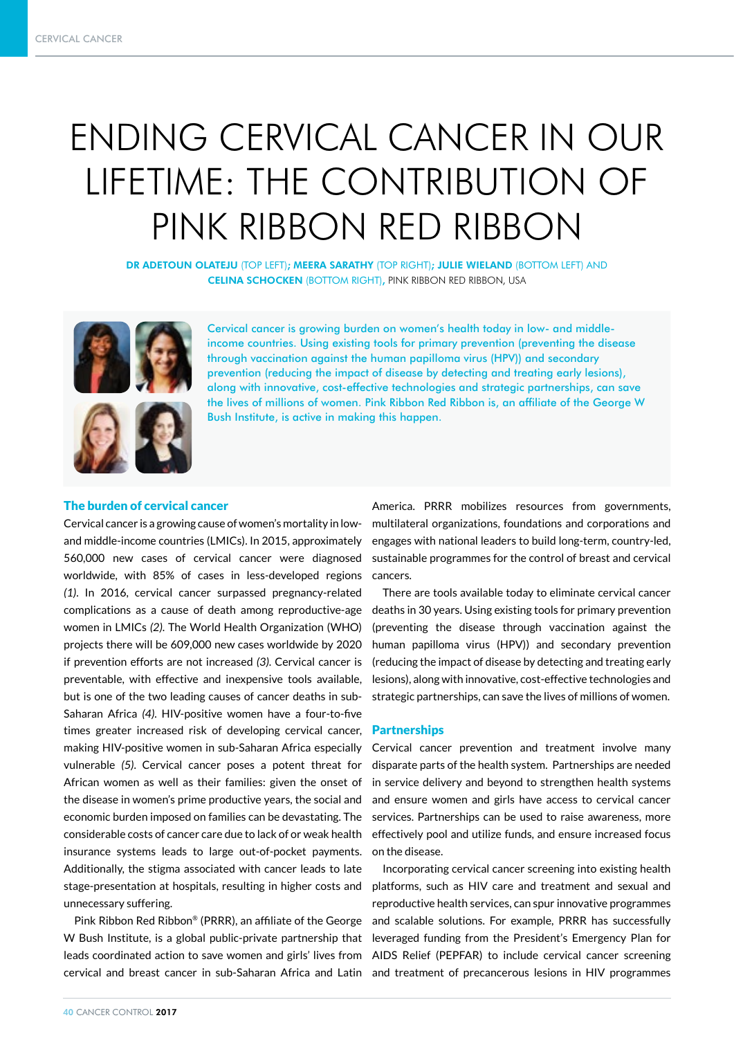# ENDING CERVICAL CANCER IN OUR LIFETIME: THE CONTRIBUTION OF PINK RIBBON RED RIBBON

**DR ADETOUN OLATEJU** (TOP LEFT); **MEERA SARATHY** (TOP RIGHT); **JULIE WIELAND** (BOTTOM LEFT) AND **CELINA SCHOCKEN** (BOTTOM RIGHT), PINK RIBBON RED RIBBON, USA

Cervical cancer is growing burden on women's health today in low- and middle-income countries. Using existing tools for primary prevention (preventing the disease through vaccination against the human papilloma virus (HPV)) and secondary prevention (reducing the impact of disease by detecting and treating early lesions), along with innovative, cost-effective technologies and strategic partnerships, can save the lives of millions of women. Pink Ribbon Red Ribbon is, an affiliate of the George W Bush Institute, is active in making this happen.

## The burden of cervical cancer

Cervical cancer is a growing cause of women's mortality in low- and middle-income countries (LMICs). In 2015, approximately 560,000 new cases of cervical cancer were diagnosed worldwide, with 85% of cases in less-developed regions *(1)*. In 2016, cervical cancer surpassed pregnancy-related complications as a cause of death among reproductive-age women in LMICs *(2)*. The World Health Organization (WHO) projects there will be 609,000 new cases worldwide by 2020 if prevention efforts are not increased *(3)*. Cervical cancer is preventable, with effective and inexpensive tools available, but is one of the two leading causes of cancer deaths in sub-Saharan Africa *(4)*. HIV-positive women have a four-to-five times greater increased risk of developing cervical cancer, making HIV-positive women in sub-Saharan Africa especially vulnerable *(5)*. Cervical cancer poses a potent threat for African women as well as their families: given the onset of the disease in women's prime productive years, the social and economic burden imposed on families can be devastating. The considerable costs of cancer care due to lack of or weak health insurance systems leads to large out-of-pocket payments. Additionally, the stigma associated with cancer leads to late stage-presentation at hospitals, resulting in higher costs and unnecessary suffering.

Pink Ribbon Red Ribbon® (PRRR), an affiliate of the George W Bush Institute, is a global public-private partnership that leads coordinated action to save women and girls' lives from cervical and breast cancer in sub-Saharan Africa and Latin America. PRRR mobilizes resources from governments, multilateral organizations, foundations and corporations and engages with national leaders to build long-term, country-led, sustainable programmes for the control of breast and cervical cancers.

There are tools available today to eliminate cervical cancer deaths in 30 years. Using existing tools for primary prevention (preventing the disease through vaccination against the human papilloma virus (HPV)) and secondary prevention (reducing the impact of disease by detecting and treating early lesions), along with innovative, cost-effective technologies and strategic partnerships, can save the lives of millions of women.

## Partnerships

Cervical cancer prevention and treatment involve many disparate parts of the health system. Partnerships are needed in service delivery and beyond to strengthen health systems and ensure women and girls have access to cervical cancer services. Partnerships can be used to raise awareness, more effectively pool and utilize funds, and ensure increased focus on the disease.

Incorporating cervical cancer screening into existing health platforms, such as HIV care and treatment and sexual and reproductive health services, can spur innovative programmes and scalable solutions. For example, PRRR has successfully leveraged funding from the President's Emergency Plan for AIDS Relief (PEPFAR) to include cervical cancer screening and treatment of precancerous lesions in HIV programmes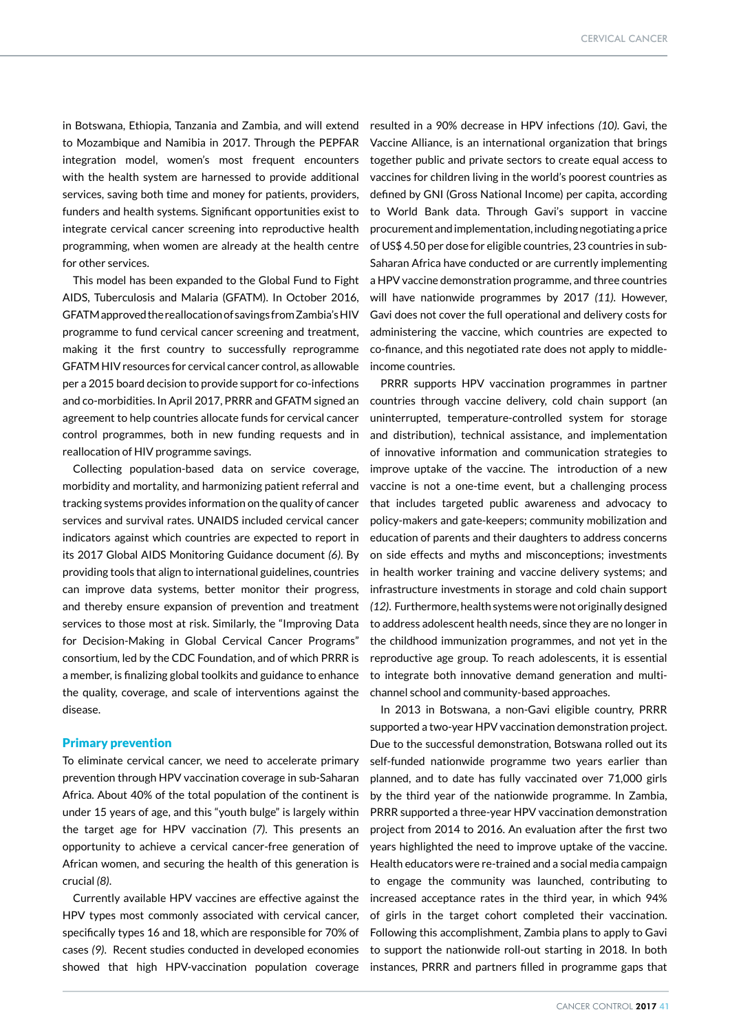in Botswana, Ethiopia, Tanzania and Zambia, and will extend to Mozambique and Namibia in 2017. Through the PEPFAR integration model, women's most frequent encounters with the health system are harnessed to provide additional services, saving both time and money for patients, providers, funders and health systems. Significant opportunities exist to integrate cervical cancer screening into reproductive health programming, when women are already at the health centre for other services.

This model has been expanded to the Global Fund to Fight AIDS, Tuberculosis and Malaria (GFATM). In October 2016, GFATM approved the reallocation of savings from Zambia's HIV programme to fund cervical cancer screening and treatment, making it the first country to successfully reprogramme GFATM HIV resources for cervical cancer control, as allowable per a 2015 board decision to provide support for co-infections and co-morbidities. In April 2017, PRRR and GFATM signed an agreement to help countries allocate funds for cervical cancer control programmes, both in new funding requests and in reallocation of HIV programme savings.

Collecting population-based data on service coverage, morbidity and mortality, and harmonizing patient referral and tracking systems provides information on the quality of cancer services and survival rates. UNAIDS included cervical cancer indicators against which countries are expected to report in its 2017 Global AIDS Monitoring Guidance document *(6)*. By providing tools that align to international guidelines, countries can improve data systems, better monitor their progress, and thereby ensure expansion of prevention and treatment services to those most at risk. Similarly, the "Improving Data for Decision-Making in Global Cervical Cancer Programs" consortium, led by the CDC Foundation, and of which PRRR is a member, is finalizing global toolkits and guidance to enhance the quality, coverage, and scale of interventions against the disease.

## Primary prevention

To eliminate cervical cancer, we need to accelerate primary prevention through HPV vaccination coverage in sub-Saharan Africa. About 40% of the total population of the continent is under 15 years of age, and this "youth bulge" is largely within the target age for HPV vaccination *(7)*. This presents an opportunity to achieve a cervical cancer-free generation of African women, and securing the health of this generation is crucial *(8)*.

Currently available HPV vaccines are effective against the HPV types most commonly associated with cervical cancer, specifically types 16 and 18, which are responsible for 70% of cases *(9)*. Recent studies conducted in developed economies showed that high HPV-vaccination population coverage resulted in a 90% decrease in HPV infections *(10)*. Gavi, the Vaccine Alliance, is an international organization that brings together public and private sectors to create equal access to vaccines for children living in the world's poorest countries as defined by GNI (Gross National Income) per capita, according to World Bank data. Through Gavi's support in vaccine procurement and implementation, including negotiating a price of US$ 4.50 per dose for eligible countries, 23 countries in sub-Saharan Africa have conducted or are currently implementing a HPV vaccine demonstration programme, and three countries will have nationwide programmes by 2017 *(11)*. However, Gavi does not cover the full operational and delivery costs for administering the vaccine, which countries are expected to co-finance, and this negotiated rate does not apply to middle-income countries.

PRRR supports HPV vaccination programmes in partner countries through vaccine delivery, cold chain support (an uninterrupted, temperature-controlled system for storage and distribution), technical assistance, and implementation of innovative information and communication strategies to improve uptake of the vaccine. The introduction of a new vaccine is not a one-time event, but a challenging process that includes targeted public awareness and advocacy to policy-makers and gate-keepers; community mobilization and education of parents and their daughters to address concerns on side effects and myths and misconceptions; investments in health worker training and vaccine delivery systems; and infrastructure investments in storage and cold chain support *(12)*. Furthermore, health systems were not originally designed to address adolescent health needs, since they are no longer in the childhood immunization programmes, and not yet in the reproductive age group. To reach adolescents, it is essential to integrate both innovative demand generation and multi-channel school and community-based approaches.

In 2013 in Botswana, a non-Gavi eligible country, PRRR supported a two-year HPV vaccination demonstration project. Due to the successful demonstration, Botswana rolled out its self-funded nationwide programme two years earlier than planned, and to date has fully vaccinated over 71,000 girls by the third year of the nationwide programme. In Zambia, PRRR supported a three-year HPV vaccination demonstration project from 2014 to 2016. An evaluation after the first two years highlighted the need to improve uptake of the vaccine. Health educators were re-trained and a social media campaign to engage the community was launched, contributing to increased acceptance rates in the third year, in which 94% of girls in the target cohort completed their vaccination. Following this accomplishment, Zambia plans to apply to Gavi to support the nationwide roll-out starting in 2018. In both instances, PRRR and partners filled in programme gaps that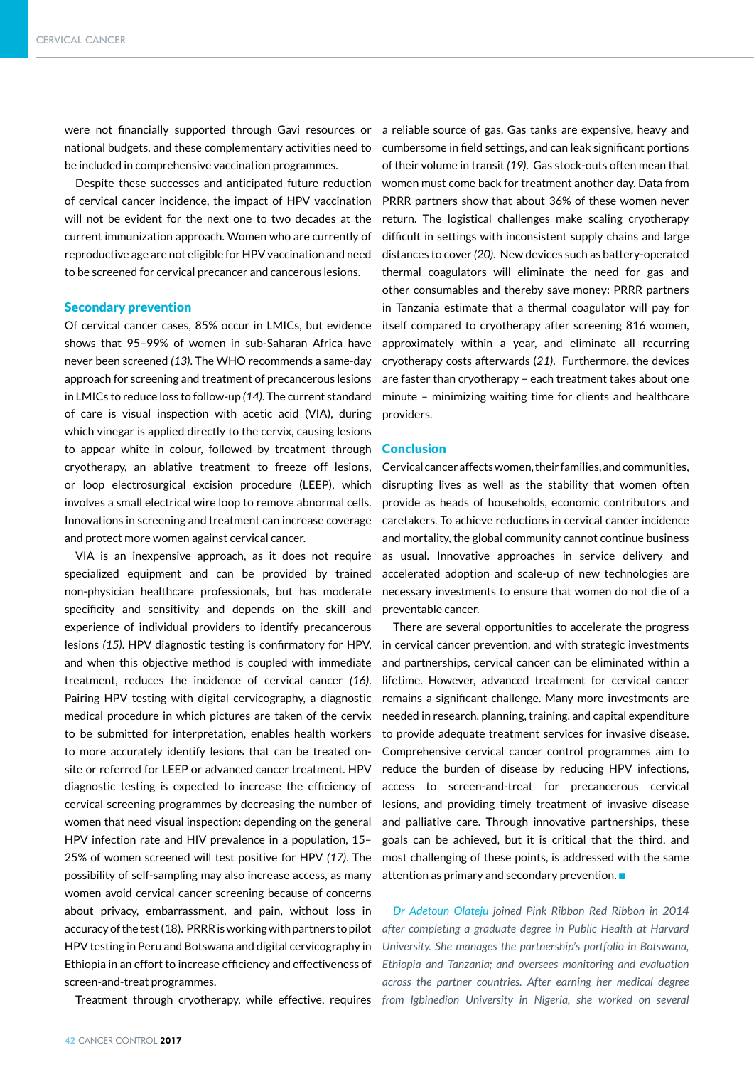were not financially supported through Gavi resources or national budgets, and these complementary activities need to be included in comprehensive vaccination programmes.

Despite these successes and anticipated future reduction of cervical cancer incidence, the impact of HPV vaccination will not be evident for the next one to two decades at the current immunization approach. Women who are currently of reproductive age are not eligible for HPV vaccination and need to be screened for cervical precancer and cancerous lesions.

## Secondary prevention

Of cervical cancer cases, 85% occur in LMICs, but evidence shows that 95–99% of women in sub-Saharan Africa have never been screened *(13)*. The WHO recommends a same-day approach for screening and treatment of precancerous lesions in LMICs to reduce loss to follow-up *(14)*. The current standard of care is visual inspection with acetic acid (VIA), during which vinegar is applied directly to the cervix, causing lesions to appear white in colour, followed by treatment through cryotherapy, an ablative treatment to freeze off lesions, or loop electrosurgical excision procedure (LEEP), which involves a small electrical wire loop to remove abnormal cells. Innovations in screening and treatment can increase coverage and protect more women against cervical cancer.

VIA is an inexpensive approach, as it does not require specialized equipment and can be provided by trained non-physician healthcare professionals, but has moderate specificity and sensitivity and depends on the skill and experience of individual providers to identify precancerous lesions *(15)*. HPV diagnostic testing is confirmatory for HPV, and when this objective method is coupled with immediate treatment, reduces the incidence of cervical cancer *(16)*. Pairing HPV testing with digital cervicography, a diagnostic medical procedure in which pictures are taken of the cervix to be submitted for interpretation, enables health workers to more accurately identify lesions that can be treated on-site or referred for LEEP or advanced cancer treatment. HPV diagnostic testing is expected to increase the efficiency of cervical screening programmes by decreasing the number of women that need visual inspection: depending on the general HPV infection rate and HIV prevalence in a population, 15–25% of women screened will test positive for HPV *(17)*. The possibility of self-sampling may also increase access, as many women avoid cervical cancer screening because of concerns about privacy, embarrassment, and pain, without loss in accuracy of the test (18). PRRR is working with partners to pilot HPV testing in Peru and Botswana and digital cervicography in Ethiopia in an effort to increase efficiency and effectiveness of screen-and-treat programmes.

Treatment through cryotherapy, while effective, requires a reliable source of gas. Gas tanks are expensive, heavy and cumbersome in field settings, and can leak significant portions of their volume in transit *(19)*. Gas stock-outs often mean that women must come back for treatment another day. Data from PRRR partners show that about 36% of these women never return. The logistical challenges make scaling cryotherapy difficult in settings with inconsistent supply chains and large distances to cover *(20)*. New devices such as battery-operated thermal coagulators will eliminate the need for gas and other consumables and thereby save money: PRRR partners in Tanzania estimate that a thermal coagulator will pay for itself compared to cryotherapy after screening 816 women, approximately within a year, and eliminate all recurring cryotherapy costs afterwards (*21*). Furthermore, the devices are faster than cryotherapy – each treatment takes about one minute – minimizing waiting time for clients and healthcare providers.

## Conclusion

Cervical cancer affects women, their families, and communities, disrupting lives as well as the stability that women often provide as heads of households, economic contributors and caretakers. To achieve reductions in cervical cancer incidence and mortality, the global community cannot continue business as usual. Innovative approaches in service delivery and accelerated adoption and scale-up of new technologies are necessary investments to ensure that women do not die of a preventable cancer.

There are several opportunities to accelerate the progress in cervical cancer prevention, and with strategic investments and partnerships, cervical cancer can be eliminated within a lifetime. However, advanced treatment for cervical cancer remains a significant challenge. Many more investments are needed in research, planning, training, and capital expenditure to provide adequate treatment services for invasive disease. Comprehensive cervical cancer control programmes aim to reduce the burden of disease by reducing HPV infections, access to screen-and-treat for precancerous cervical lesions, and providing timely treatment of invasive disease and palliative care. Through innovative partnerships, these goals can be achieved, but it is critical that the third, and most challenging of these points, is addressed with the same attention as primary and secondary prevention. ■

*Dr Adetoun Olateju joined Pink Ribbon Red Ribbon in 2014 after completing a graduate degree in Public Health at Harvard University. She manages the partnership's portfolio in Botswana, Ethiopia and Tanzania; and oversees monitoring and evaluation across the partner countries. After earning her medical degree from Igbinedion University in Nigeria, she worked on several*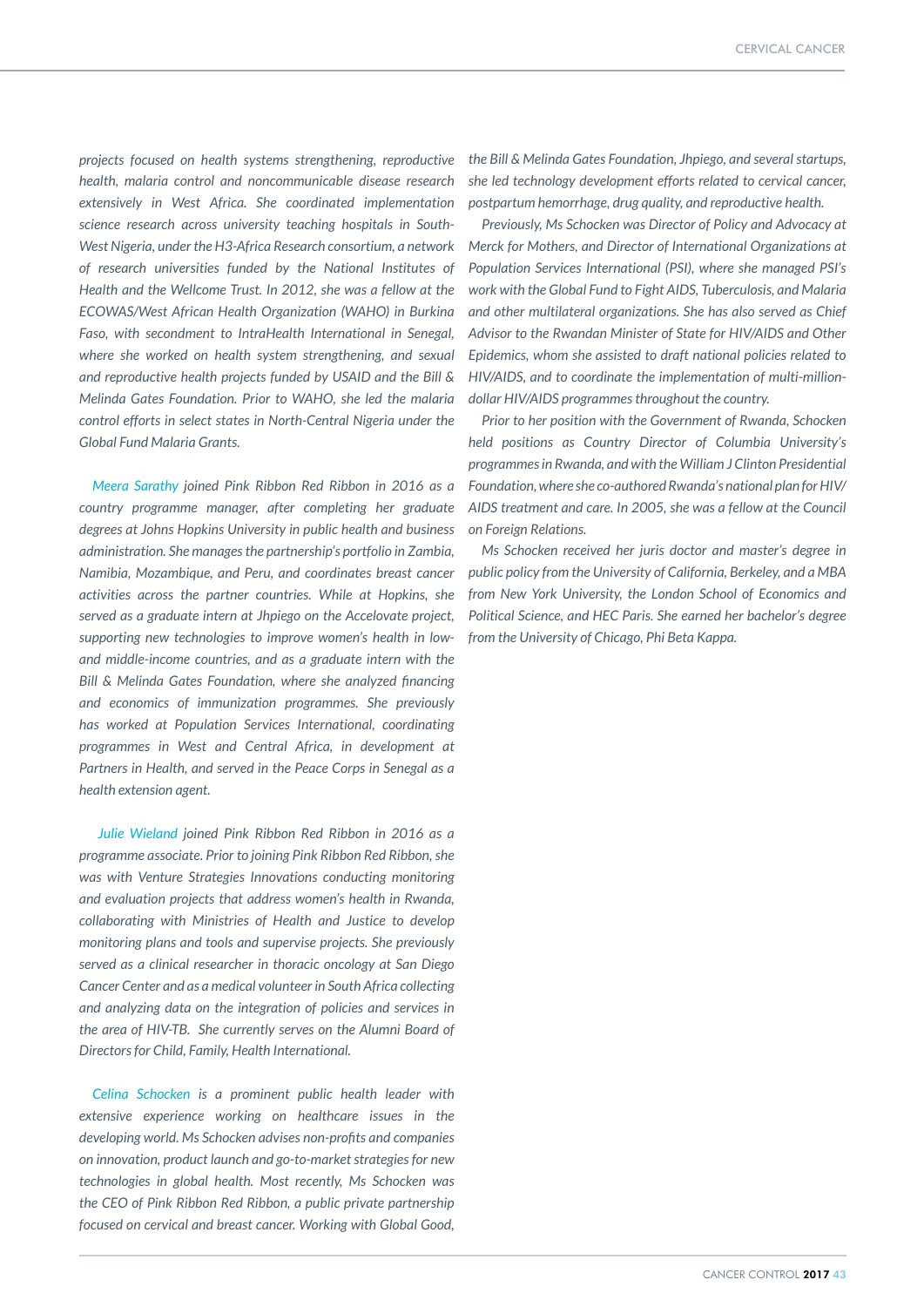*projects focused on health systems strengthening, reproductive health, malaria control and noncommunicable disease research extensively in West Africa. She coordinated implementation science research across university teaching hospitals in South-West Nigeria, under the H3-Africa Research consortium, a network of research universities funded by the National Institutes of Health and the Wellcome Trust. In 2012, she was a fellow at the ECOWAS/West African Health Organization (WAHO) in Burkina Faso, with secondment to IntraHealth International in Senegal, where she worked on health system strengthening, and sexual and reproductive health projects funded by USAID and the Bill & Melinda Gates Foundation. Prior to WAHO, she led the malaria control efforts in select states in North-Central Nigeria under the Global Fund Malaria Grants.*

*Meera Sarathy joined Pink Ribbon Red Ribbon in 2016 as a country programme manager, after completing her graduate degrees at Johns Hopkins University in public health and business administration. She manages the partnership's portfolio in Zambia, Namibia, Mozambique, and Peru, and coordinates breast cancer activities across the partner countries. While at Hopkins, she served as a graduate intern at Jhpiego on the Accelovate project, supporting new technologies to improve women's health in low- and middle-income countries, and as a graduate intern with the Bill & Melinda Gates Foundation, where she analyzed financing and economics of immunization programmes. She previously has worked at Population Services International, coordinating programmes in West and Central Africa, in development at Partners in Health, and served in the Peace Corps in Senegal as a health extension agent.*

*Julie Wieland joined Pink Ribbon Red Ribbon in 2016 as a programme associate. Prior to joining Pink Ribbon Red Ribbon, she was with Venture Strategies Innovations conducting monitoring and evaluation projects that address women's health in Rwanda, collaborating with Ministries of Health and Justice to develop monitoring plans and tools and supervise projects. She previously served as a clinical researcher in thoracic oncology at San Diego Cancer Center and as a medical volunteer in South Africa collecting and analyzing data on the integration of policies and services in the area of HIV-TB. She currently serves on the Alumni Board of Directors for Child, Family, Health International.*

*Celina Schocken is a prominent public health leader with extensive experience working on healthcare issues in the developing world. Ms Schocken advises non-profits and companies on innovation, product launch and go-to-market strategies for new technologies in global health. Most recently, Ms Schocken was the CEO of Pink Ribbon Red Ribbon, a public private partnership focused on cervical and breast cancer. Working with Global Good, the Bill & Melinda Gates Foundation, Jhpiego, and several startups, she led technology development efforts related to cervical cancer, postpartum hemorrhage, drug quality, and reproductive health.*

*Previously, Ms Schocken was Director of Policy and Advocacy at Merck for Mothers, and Director of International Organizations at Population Services International (PSI), where she managed PSI's work with the Global Fund to Fight AIDS, Tuberculosis, and Malaria and other multilateral organizations. She has also served as Chief Advisor to the Rwandan Minister of State for HIV/AIDS and Other Epidemics, whom she assisted to draft national policies related to HIV/AIDS, and to coordinate the implementation of multi-million-dollar HIV/AIDS programmes throughout the country.*

*Prior to her position with the Government of Rwanda, Schocken held positions as Country Director of Columbia University's programmes in Rwanda, and with the William J Clinton Presidential Foundation, where she co-authored Rwanda's national plan for HIV/AIDS treatment and care. In 2005, she was a fellow at the Council on Foreign Relations.*

*Ms Schocken received her juris doctor and master's degree in public policy from the University of California, Berkeley, and a MBA from New York University, the London School of Economics and Political Science, and HEC Paris. She earned her bachelor's degree from the University of Chicago, Phi Beta Kappa.*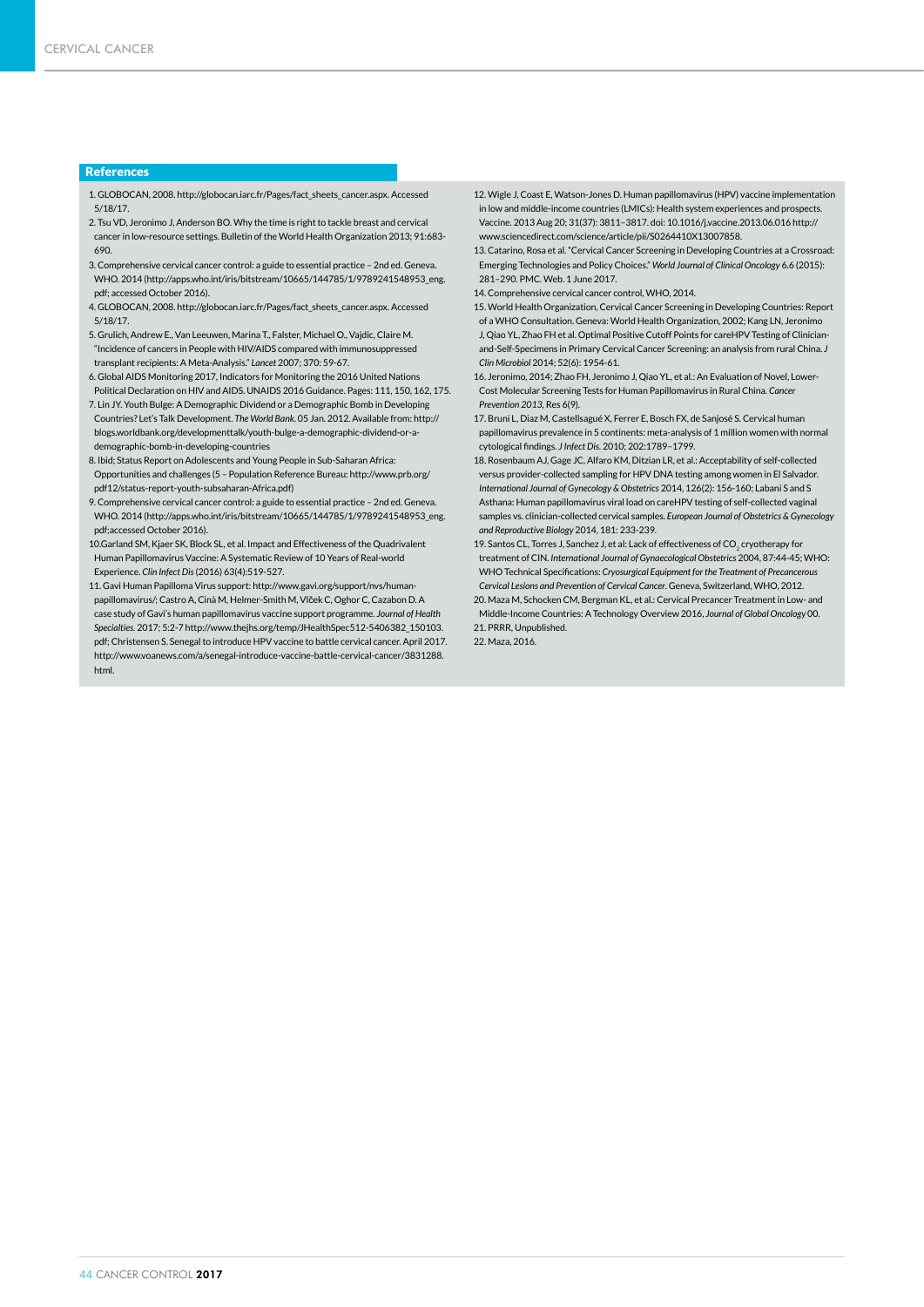## References

1. GLOBOCAN, 2008. http://globocan.iarc.fr/Pages/fact_sheets_cancer.aspx. Accessed 5/18/17.
2. Tsu VD, Jeronimo J, Anderson BO. Why the time is right to tackle breast and cervical cancer in low-resource settings. Bulletin of the World Health Organization 2013; 91:683-690.
3. Comprehensive cervical cancer control: a guide to essential practice – 2nd ed. Geneva. WHO. 2014 (http://apps.who.int/iris/bitstream/10665/144785/1/9789241548953_eng.pdf; accessed October 2016).
4. GLOBOCAN, 2008. http://globocan.iarc.fr/Pages/fact_sheets_cancer.aspx. Accessed 5/18/17.
5. Grulich, Andrew E., Van Leeuwen, Marina T., Falster, Michael O., Vajdic, Claire M. "Incidence of cancers in People with HIV/AIDS compared with immunosuppressed transplant recipients: A Meta-Analysis." *Lancet* 2007; 370: 59-67.
6. Global AIDS Monitoring 2017, Indicators for Monitoring the 2016 United Nations Political Declaration on HIV and AIDS. UNAIDS 2016 Guidance. Pages: 111, 150, 162, 175.
7. Lin JY. Youth Bulge: A Demographic Dividend or a Demographic Bomb in Developing Countries? Let's Talk Development. *The World Bank*. 05 Jan. 2012. Available from: http://blogs.worldbank.org/developmenttalk/youth-bulge-a-demographic-dividend-or-a-demographic-bomb-in-developing-countries
8. Ibid; Status Report on Adolescents and Young People in Sub-Saharan Africa: Opportunities and challenges (5 – Population Reference Bureau: http://www.prb.org/pdf12/status-report-youth-subsaharan-Africa.pdf)
9. Comprehensive cervical cancer control: a guide to essential practice – 2nd ed. Geneva. WHO. 2014 (http://apps.who.int/iris/bitstream/10665/144785/1/9789241548953_eng.pdf;accessed October 2016).
10. Garland SM, Kjaer SK, Block SL, et al. Impact and Effectiveness of the Quadrivalent Human Papillomavirus Vaccine: A Systematic Review of 10 Years of Real-world Experience. *Clin Infect Dis* (2016) 63(4):519-527.
11. Gavi Human Papilloma Virus support: http://www.gavi.org/support/nvs/human-papillomavirus/; Castro A, Cinà M, Helmer-Smith M, Vlček C, Oghor C, Cazabon D. A case study of Gavi's human papillomavirus vaccine support programme. *Journal of Health Specialties.* 2017; 5:2-7 http://www.thejhs.org/temp/JHealthSpec512-5406382_150103.pdf; Christensen S. Senegal to introduce HPV vaccine to battle cervical cancer. April 2017. http://www.voanews.com/a/senegal-introduce-vaccine-battle-cervical-cancer/3831288.html.
12. Wigle J, Coast E, Watson-Jones D. Human papillomavirus (HPV) vaccine implementation in low and middle-income countries (LMICs): Health system experiences and prospects. Vaccine. 2013 Aug 20; 31(37): 3811–3817. doi: 10.1016/j.vaccine.2013.06.016 http://www.sciencedirect.com/science/article/pii/S0264410X13007858.
13. Catarino, Rosa et al. "Cervical Cancer Screening in Developing Countries at a Crossroad: Emerging Technologies and Policy Choices." *World Journal of Clinical Oncology* 6.6 (2015): 281–290. PMC. Web. 1 June 2017.
14. Comprehensive cervical cancer control, WHO, 2014.
15. World Health Organization, Cervical Cancer Screening in Developing Countries: Report of a WHO Consultation. Geneva: World Health Organization, 2002; Kang LN, Jeronimo J, Qiao YL, Zhao FH et al. Optimal Positive Cutoff Points for careHPV Testing of Clinician-and-Self-Specimens in Primary Cervical Cancer Screening: an analysis from rural China. *J Clin Microbiol* 2014; 52(6): 1954-61.
16. Jeronimo, 2014; Zhao FH, Jeronimo J, Qiao YL, et al.: An Evaluation of Novel, Lower-Cost Molecular Screening Tests for Human Papillomavirus in Rural China. *Cancer Prevention 2013*, Res 6(9).
17. Bruni L, Diaz M, Castellsagué X, Ferrer E, Bosch FX, de Sanjosé S. Cervical human papillomavirus prevalence in 5 continents: meta-analysis of 1 million women with normal cytological findings. *J Infect Dis*. 2010; 202:1789–1799.
18. Rosenbaum AJ, Gage JC, Alfaro KM, Ditzian LR, et al.: Acceptability of self-collected versus provider-collected sampling for HPV DNA testing among women in El Salvador. *International Journal of Gynecology & Obstetrics* 2014, 126(2): 156-160; Labani S and S Asthana: Human papillomavirus viral load on careHPV testing of self-collected vaginal samples vs. clinician-collected cervical samples. *European Journal of Obstetrics & Gynecology and Reproductive Biology* 2014, 181: 233-239.
19. Santos CL, Torres J, Sanchez J, et al: Lack of effectiveness of $CO_2$ cryotherapy for treatment of CIN. *International Journal of Gynaecological Obstetrics* 2004, 87:44-45; WHO: WHO Technical Specifications: *Cryosurgical Equipment for the Treatment of Precancerous Cervical Lesions and Prevention of Cervical Cancer*. Geneva, Switzerland, WHO, 2012.
20. Maza M, Schocken CM, Bergman KL, et al.: Cervical Precancer Treatment in Low- and Middle-Income Countries: A Technology Overview 2016, *Journal of Global Oncology* 00.
21. PRRR, Unpublished.
22. Maza, 2016.